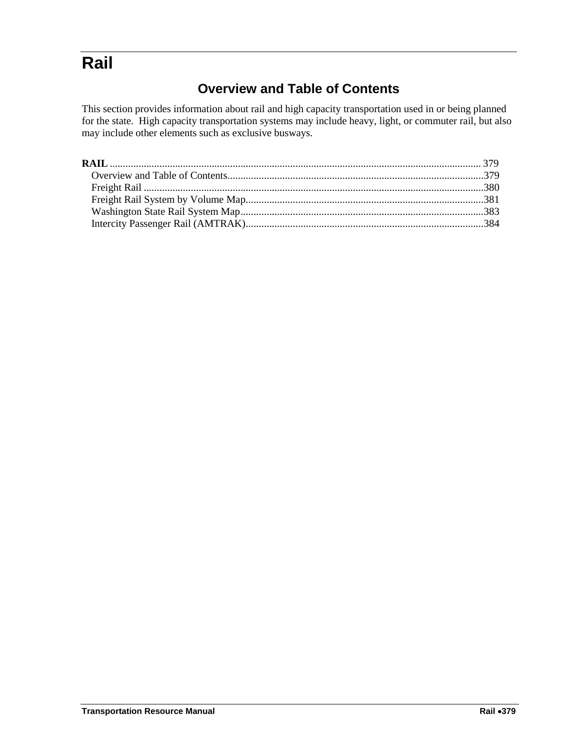# Rail

## Overview and Table of Contents

This section provides information about rail and high capacity transportation used in or being planned for the state. High capacity transportation systems may include heavy, light, or commuter rail, but also may include other elements such as exclusive busways.

**RAIL** .......... 379
- Overview and Table of Contents .......... 379
- Freight Rail .......... 380
- Freight Rail System by Volume Map .......... 381
- Washington State Rail System Map .......... 383
- Intercity Passenger Rail (AMTRAK) .......... 384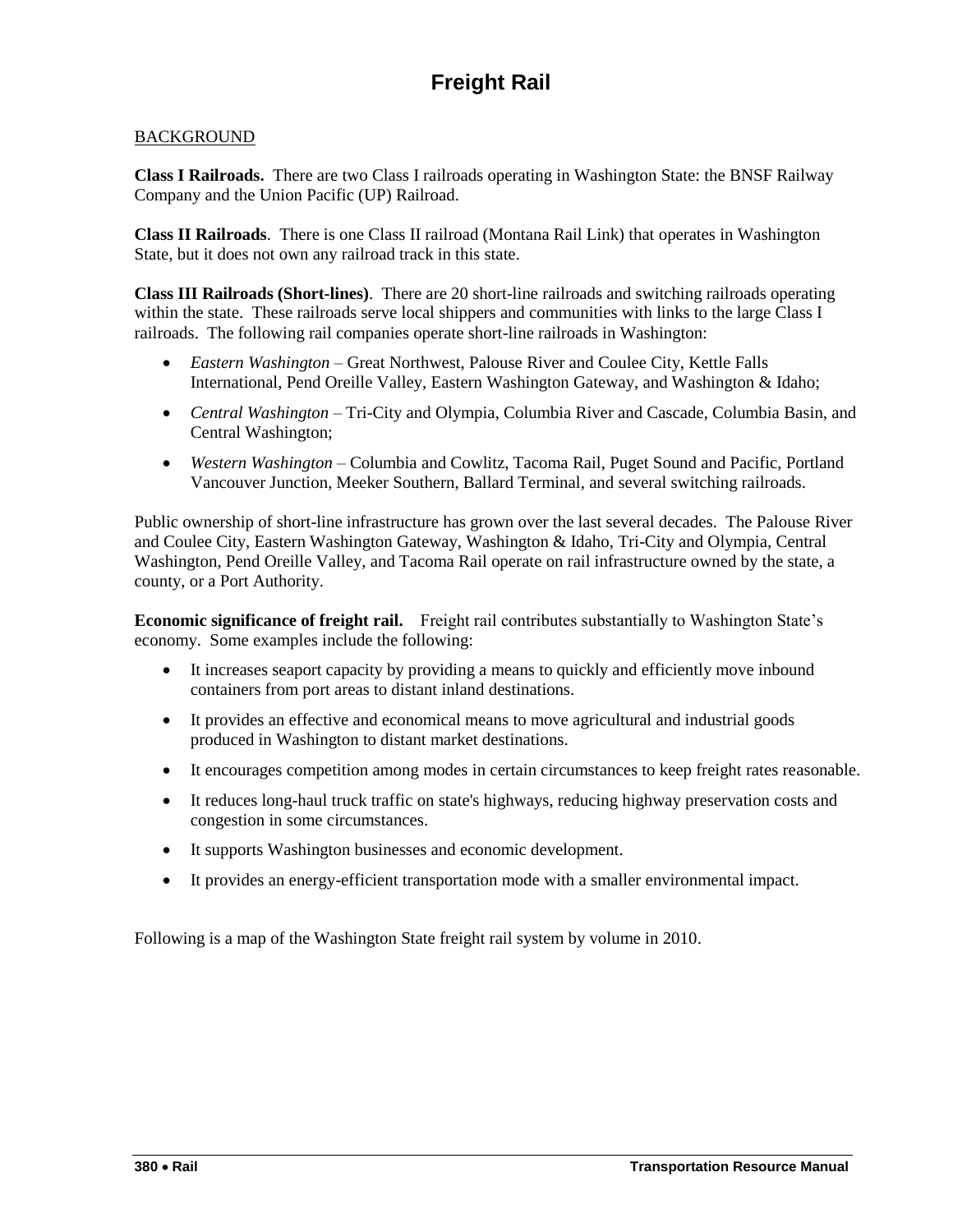# Freight Rail

## BACKGROUND

**Class I Railroads.** There are two Class I railroads operating in Washington State: the BNSF Railway Company and the Union Pacific (UP) Railroad.

**Class II Railroads**. There is one Class II railroad (Montana Rail Link) that operates in Washington State, but it does not own any railroad track in this state.

**Class III Railroads (Short-lines)**. There are 20 short-line railroads and switching railroads operating within the state. These railroads serve local shippers and communities with links to the large Class I railroads. The following rail companies operate short-line railroads in Washington:

- *Eastern Washington* – Great Northwest, Palouse River and Coulee City, Kettle Falls International, Pend Oreille Valley, Eastern Washington Gateway, and Washington & Idaho;
- *Central Washington* – Tri-City and Olympia, Columbia River and Cascade, Columbia Basin, and Central Washington;
- *Western Washington* – Columbia and Cowlitz, Tacoma Rail, Puget Sound and Pacific, Portland Vancouver Junction, Meeker Southern, Ballard Terminal, and several switching railroads.

Public ownership of short-line infrastructure has grown over the last several decades. The Palouse River and Coulee City, Eastern Washington Gateway, Washington & Idaho, Tri-City and Olympia, Central Washington, Pend Oreille Valley, and Tacoma Rail operate on rail infrastructure owned by the state, a county, or a Port Authority.

**Economic significance of freight rail.** Freight rail contributes substantially to Washington State's economy. Some examples include the following:

- It increases seaport capacity by providing a means to quickly and efficiently move inbound containers from port areas to distant inland destinations.
- It provides an effective and economical means to move agricultural and industrial goods produced in Washington to distant market destinations.
- It encourages competition among modes in certain circumstances to keep freight rates reasonable.
- It reduces long-haul truck traffic on state's highways, reducing highway preservation costs and congestion in some circumstances.
- It supports Washington businesses and economic development.
- It provides an energy-efficient transportation mode with a smaller environmental impact.

Following is a map of the Washington State freight rail system by volume in 2010.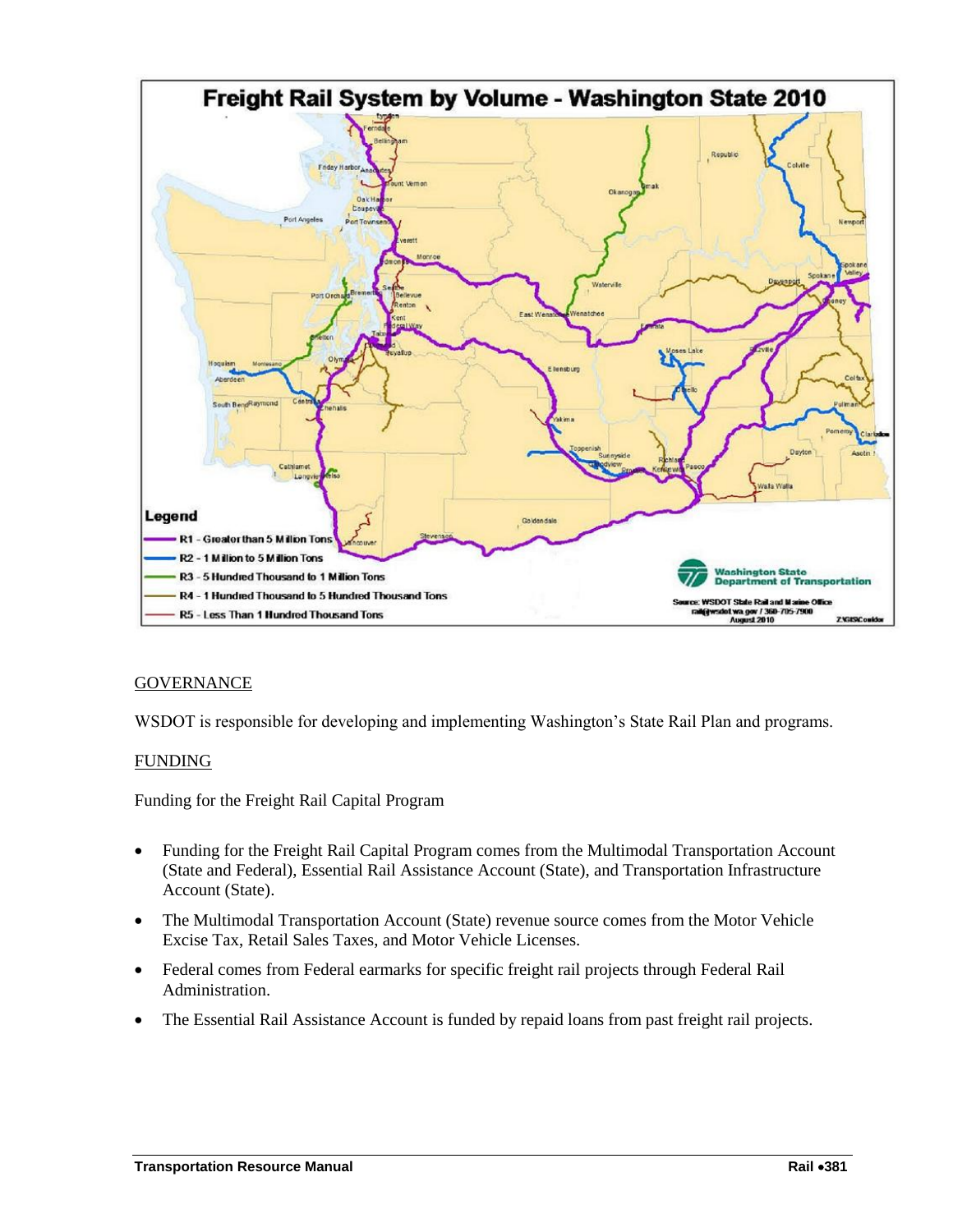## GOVERNANCE

WSDOT is responsible for developing and implementing Washington's State Rail Plan and programs.

## FUNDING

Funding for the Freight Rail Capital Program

- Funding for the Freight Rail Capital Program comes from the Multimodal Transportation Account (State and Federal), Essential Rail Assistance Account (State), and Transportation Infrastructure Account (State).
- The Multimodal Transportation Account (State) revenue source comes from the Motor Vehicle Excise Tax, Retail Sales Taxes, and Motor Vehicle Licenses.
- Federal comes from Federal earmarks for specific freight rail projects through Federal Rail Administration.
- The Essential Rail Assistance Account is funded by repaid loans from past freight rail projects.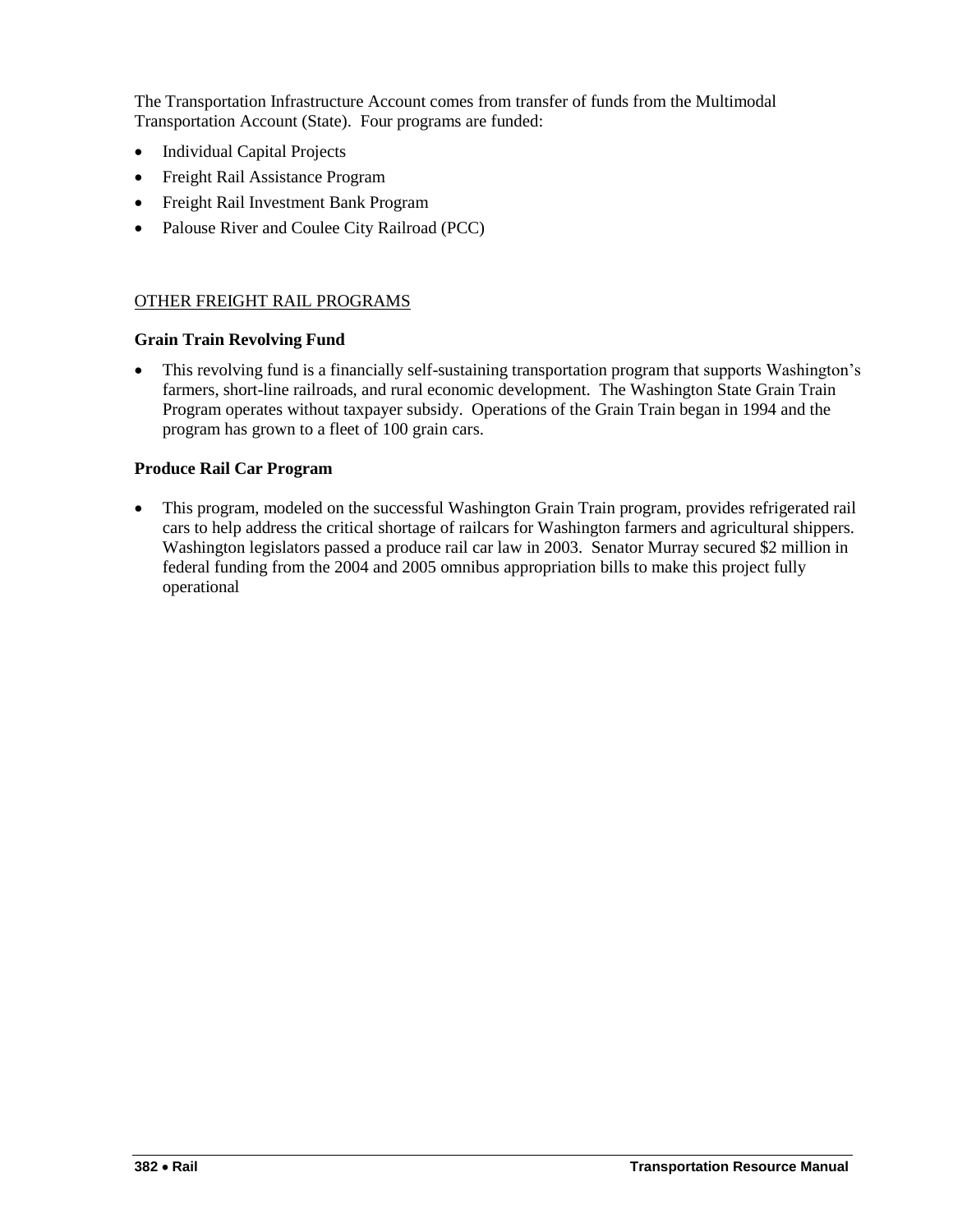The Transportation Infrastructure Account comes from transfer of funds from the Multimodal Transportation Account (State). Four programs are funded:

- Individual Capital Projects
- Freight Rail Assistance Program
- Freight Rail Investment Bank Program
- Palouse River and Coulee City Railroad (PCC)

## OTHER FREIGHT RAIL PROGRAMS

### Grain Train Revolving Fund

- This revolving fund is a financially self-sustaining transportation program that supports Washington's farmers, short-line railroads, and rural economic development. The Washington State Grain Train Program operates without taxpayer subsidy. Operations of the Grain Train began in 1994 and the program has grown to a fleet of 100 grain cars.

### Produce Rail Car Program

- This program, modeled on the successful Washington Grain Train program, provides refrigerated rail cars to help address the critical shortage of railcars for Washington farmers and agricultural shippers. Washington legislators passed a produce rail car law in 2003. Senator Murray secured $2 million in federal funding from the 2004 and 2005 omnibus appropriation bills to make this project fully operational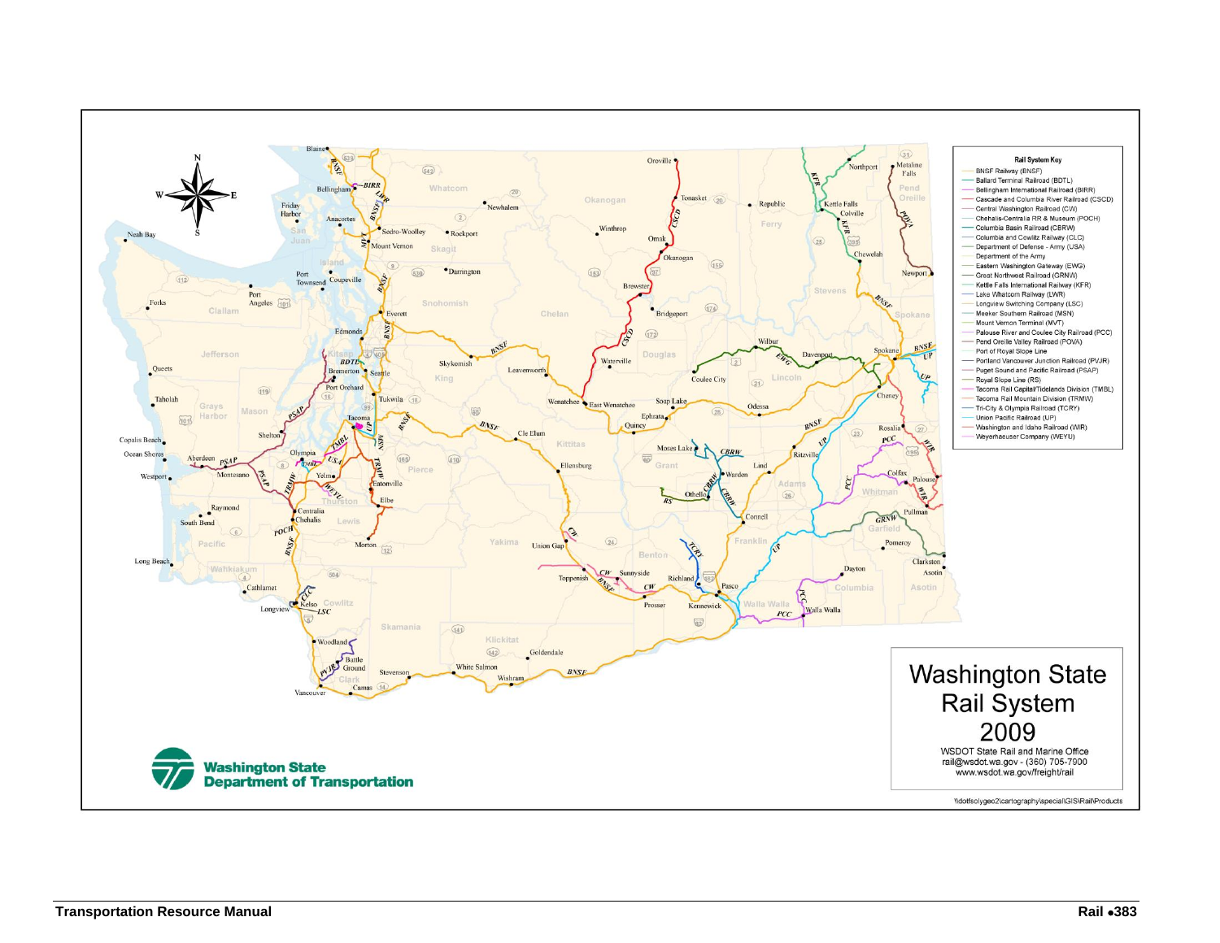# Washington State Rail System 2009

WSDOT State Rail and Marine Office
rail@wsdot.wa.gov - (360) 705-7900
www.wsdot.wa.gov/freight/rail

**Rail System Key**

- BNSF Railway (BNSF)
- Ballard Terminal Railroad (BDTL)
- Bellingham International Railroad (BIRR)
- Cascade and Columbia River Railroad (CSCD)
- Central Washington Railroad (CW)
- Chehalis-Centralia RR & Museum (POCH)
- Columbia Basin Railroad (CBRW)
- Columbia and Cowlitz Railway (CLC)
- Department of Defense - Army (USA)
- Department of the Army
- Eastern Washington Gateway (EWG)
- Great Northwest Railroad (GRNW)
- Kettle Falls International Railway (KFR)
- Lake Whatcom Railway (LWR)
- Longview Switching Company (LSC)
- Meeker Southern Railroad (MSN)
- Mount Vernon Terminal (MVT)
- Palouse River and Coulee City Railroad (PCC)
- Pend Oreille Valley Railroad (POVA)
- Port of Royal Slope Line
- Portland Vancouver Junction Railroad (PVJR)
- Puget Sound and Pacific Railroad (PSAP)
- Royal Slope Line (RS)
- Tacoma Rail Capital/Tidelands Division (TMBL)
- Tacoma Rail Mountain Division (TRMW)
- Tri-City & Olympia Railroad (TCRY)
- Union Pacific Railroad (UP)
- Washington and Idaho Railroad (WIR)
- Weyerhaeuser Company (WEYU)

**Washington State Department of Transportation**

\\dotfsolygeo2\cartography\special\GIS\Rail\Products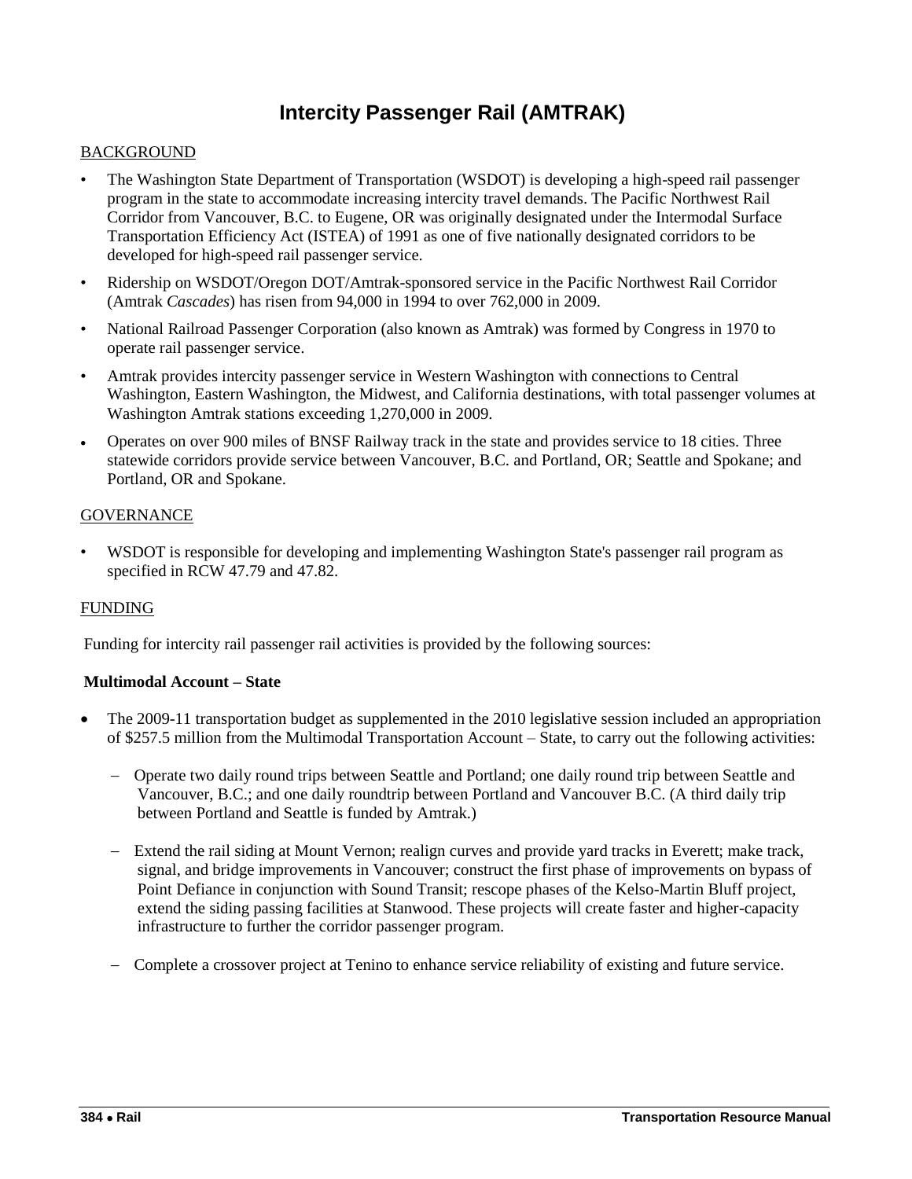# Intercity Passenger Rail (AMTRAK)

BACKGROUND

- The Washington State Department of Transportation (WSDOT) is developing a high-speed rail passenger program in the state to accommodate increasing intercity travel demands. The Pacific Northwest Rail Corridor from Vancouver, B.C. to Eugene, OR was originally designated under the Intermodal Surface Transportation Efficiency Act (ISTEA) of 1991 as one of five nationally designated corridors to be developed for high-speed rail passenger service.
- Ridership on WSDOT/Oregon DOT/Amtrak-sponsored service in the Pacific Northwest Rail Corridor (Amtrak *Cascades*) has risen from 94,000 in 1994 to over 762,000 in 2009.
- National Railroad Passenger Corporation (also known as Amtrak) was formed by Congress in 1970 to operate rail passenger service.
- Amtrak provides intercity passenger service in Western Washington with connections to Central Washington, Eastern Washington, the Midwest, and California destinations, with total passenger volumes at Washington Amtrak stations exceeding 1,270,000 in 2009.
- Operates on over 900 miles of BNSF Railway track in the state and provides service to 18 cities. Three statewide corridors provide service between Vancouver, B.C. and Portland, OR; Seattle and Spokane; and Portland, OR and Spokane.

GOVERNANCE

- WSDOT is responsible for developing and implementing Washington State's passenger rail program as specified in RCW 47.79 and 47.82.

FUNDING

Funding for intercity rail passenger rail activities is provided by the following sources:

**Multimodal Account – State**

- The 2009-11 transportation budget as supplemented in the 2010 legislative session included an appropriation of $257.5 million from the Multimodal Transportation Account – State, to carry out the following activities:
  - Operate two daily round trips between Seattle and Portland; one daily round trip between Seattle and Vancouver, B.C.; and one daily roundtrip between Portland and Vancouver B.C. (A third daily trip between Portland and Seattle is funded by Amtrak.)
  - Extend the rail siding at Mount Vernon; realign curves and provide yard tracks in Everett; make track, signal, and bridge improvements in Vancouver; construct the first phase of improvements on bypass of Point Defiance in conjunction with Sound Transit; rescope phases of the Kelso-Martin Bluff project, extend the siding passing facilities at Stanwood. These projects will create faster and higher-capacity infrastructure to further the corridor passenger program.
  - Complete a crossover project at Tenino to enhance service reliability of existing and future service.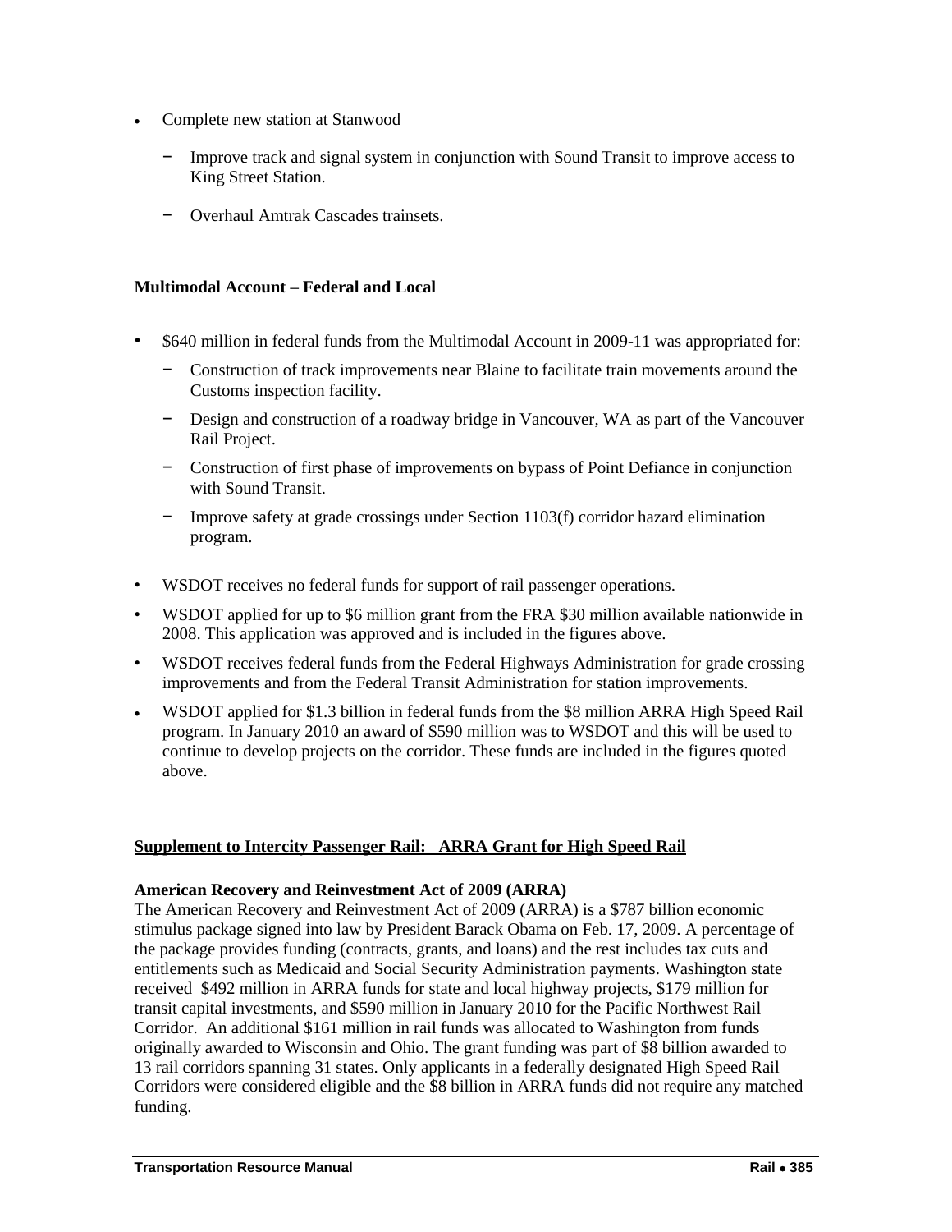- Complete new station at Stanwood
  - Improve track and signal system in conjunction with Sound Transit to improve access to King Street Station.
  - Overhaul Amtrak Cascades trainsets.

**Multimodal Account – Federal and Local**

- $640 million in federal funds from the Multimodal Account in 2009-11 was appropriated for:
  - Construction of track improvements near Blaine to facilitate train movements around the Customs inspection facility.
  - Design and construction of a roadway bridge in Vancouver, WA as part of the Vancouver Rail Project.
  - Construction of first phase of improvements on bypass of Point Defiance in conjunction with Sound Transit.
  - Improve safety at grade crossings under Section 1103(f) corridor hazard elimination program.
- WSDOT receives no federal funds for support of rail passenger operations.
- WSDOT applied for up to $6 million grant from the FRA $30 million available nationwide in 2008. This application was approved and is included in the figures above.
- WSDOT receives federal funds from the Federal Highways Administration for grade crossing improvements and from the Federal Transit Administration for station improvements.
- WSDOT applied for $1.3 billion in federal funds from the $8 million ARRA High Speed Rail program. In January 2010 an award of $590 million was to WSDOT and this will be used to continue to develop projects on the corridor. These funds are included in the figures quoted above.

**Supplement to Intercity Passenger Rail: ARRA Grant for High Speed Rail**

**American Recovery and Reinvestment Act of 2009 (ARRA)**

The American Recovery and Reinvestment Act of 2009 (ARRA) is a $787 billion economic stimulus package signed into law by President Barack Obama on Feb. 17, 2009. A percentage of the package provides funding (contracts, grants, and loans) and the rest includes tax cuts and entitlements such as Medicaid and Social Security Administration payments. Washington state received $492 million in ARRA funds for state and local highway projects, $179 million for transit capital investments, and $590 million in January 2010 for the Pacific Northwest Rail Corridor. An additional $161 million in rail funds was allocated to Washington from funds originally awarded to Wisconsin and Ohio. The grant funding was part of $8 billion awarded to 13 rail corridors spanning 31 states. Only applicants in a federally designated High Speed Rail Corridors were considered eligible and the $8 billion in ARRA funds did not require any matched funding.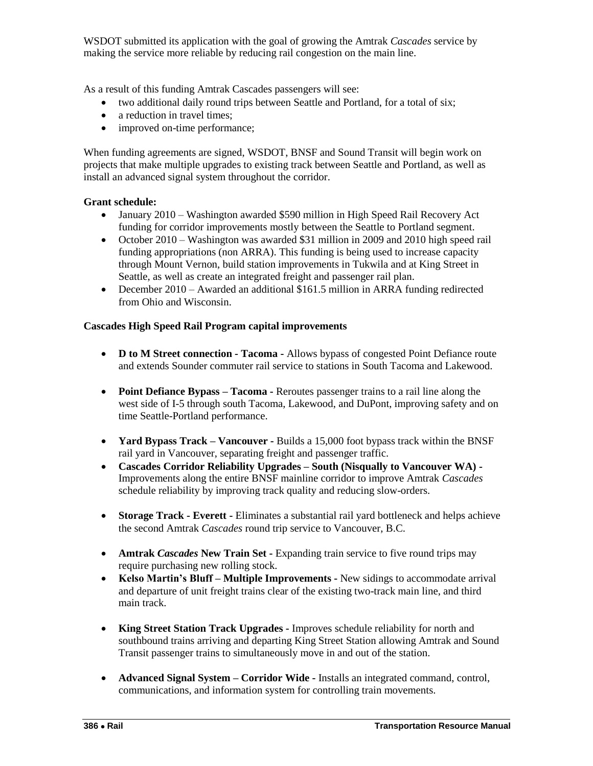WSDOT submitted its application with the goal of growing the Amtrak *Cascades* service by making the service more reliable by reducing rail congestion on the main line.

As a result of this funding Amtrak Cascades passengers will see:

- two additional daily round trips between Seattle and Portland, for a total of six;
- a reduction in travel times;
- improved on-time performance;

When funding agreements are signed, WSDOT, BNSF and Sound Transit will begin work on projects that make multiple upgrades to existing track between Seattle and Portland, as well as install an advanced signal system throughout the corridor.

**Grant schedule:**

- January 2010 – Washington awarded $590 million in High Speed Rail Recovery Act funding for corridor improvements mostly between the Seattle to Portland segment.
- October 2010 – Washington was awarded $31 million in 2009 and 2010 high speed rail funding appropriations (non ARRA). This funding is being used to increase capacity through Mount Vernon, build station improvements in Tukwila and at King Street in Seattle, as well as create an integrated freight and passenger rail plan.
- December 2010 – Awarded an additional $161.5 million in ARRA funding redirected from Ohio and Wisconsin.

**Cascades High Speed Rail Program capital improvements**

- **D to M Street connection - Tacoma -** Allows bypass of congested Point Defiance route and extends Sounder commuter rail service to stations in South Tacoma and Lakewood.
- **Point Defiance Bypass – Tacoma -** Reroutes passenger trains to a rail line along the west side of I-5 through south Tacoma, Lakewood, and DuPont, improving safety and on time Seattle-Portland performance.
- **Yard Bypass Track – Vancouver -** Builds a 15,000 foot bypass track within the BNSF rail yard in Vancouver, separating freight and passenger traffic.
- **Cascades Corridor Reliability Upgrades – South (Nisqually to Vancouver WA) -** Improvements along the entire BNSF mainline corridor to improve Amtrak *Cascades* schedule reliability by improving track quality and reducing slow-orders.
- **Storage Track - Everett -** Eliminates a substantial rail yard bottleneck and helps achieve the second Amtrak *Cascades* round trip service to Vancouver, B.C.
- **Amtrak *Cascades* New Train Set -** Expanding train service to five round trips may require purchasing new rolling stock.
- **Kelso Martin's Bluff – Multiple Improvements -** New sidings to accommodate arrival and departure of unit freight trains clear of the existing two-track main line, and third main track.
- **King Street Station Track Upgrades -** Improves schedule reliability for north and southbound trains arriving and departing King Street Station allowing Amtrak and Sound Transit passenger trains to simultaneously move in and out of the station.
- **Advanced Signal System – Corridor Wide -** Installs an integrated command, control, communications, and information system for controlling train movements.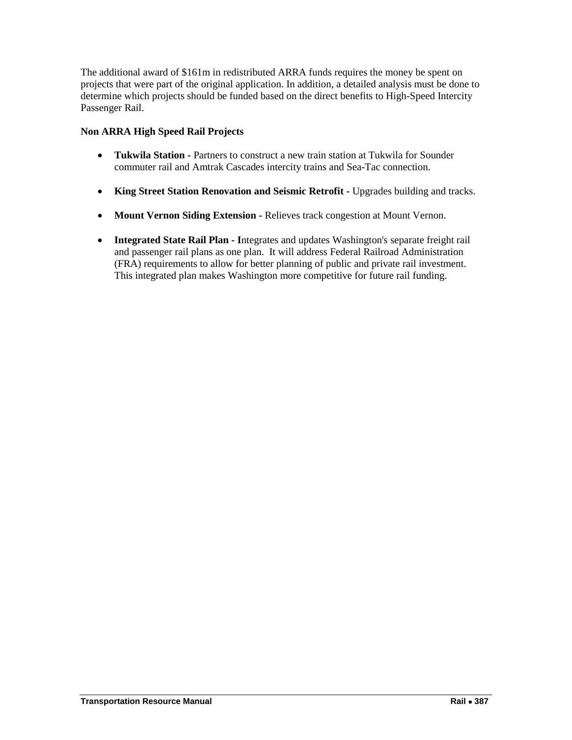The additional award of $161m in redistributed ARRA funds requires the money be spent on projects that were part of the original application. In addition, a detailed analysis must be done to determine which projects should be funded based on the direct benefits to High-Speed Intercity Passenger Rail.

**Non ARRA High Speed Rail Projects**

- **Tukwila Station -** Partners to construct a new train station at Tukwila for Sounder commuter rail and Amtrak Cascades intercity trains and Sea-Tac connection.

- **King Street Station Renovation and Seismic Retrofit -** Upgrades building and tracks.

- **Mount Vernon Siding Extension -** Relieves track congestion at Mount Vernon.

- **Integrated State Rail Plan - I**ntegrates and updates Washington's separate freight rail and passenger rail plans as one plan. It will address Federal Railroad Administration (FRA) requirements to allow for better planning of public and private rail investment. This integrated plan makes Washington more competitive for future rail funding.